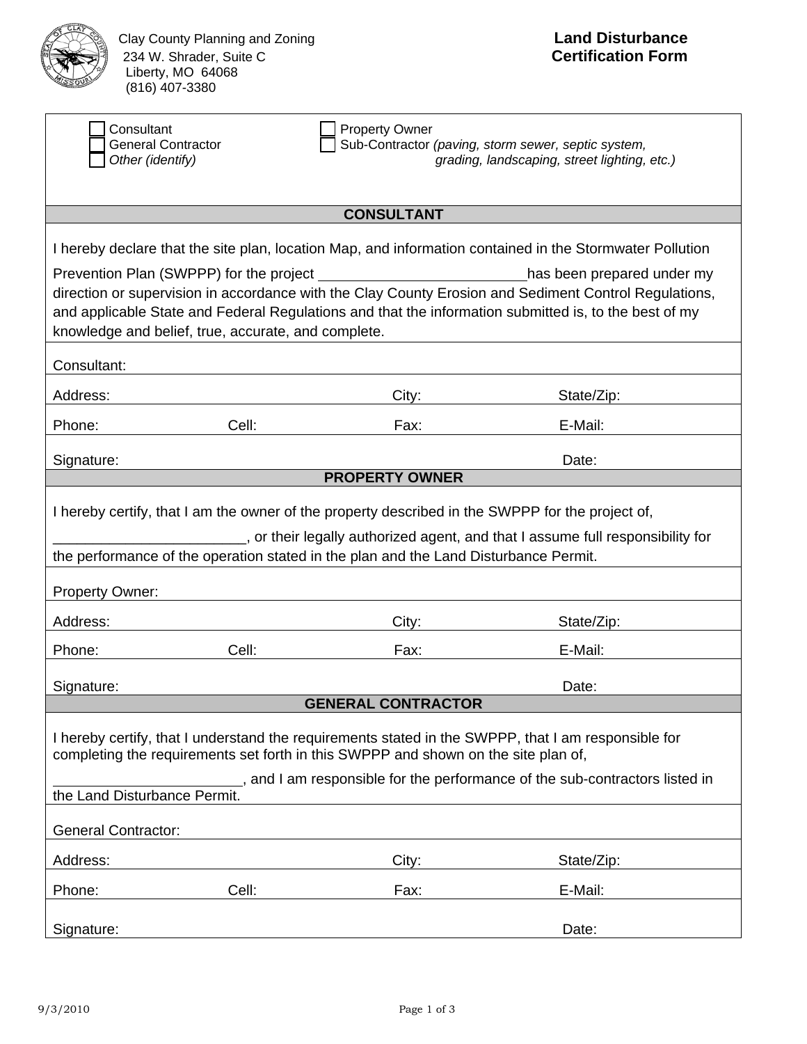Clay County Planning and Zoning
234 W. Shrader, Suite C
Liberty, MO 64068
(816) 407-3380

# Land Disturbance Certification Form

☐ Consultant
☐ General Contractor
☐ *Other (identify)*
☐ Property Owner
☐ Sub-Contractor *(paving, storm sewer, septic system, grading, landscaping, street lighting, etc.)*

## CONSULTANT

I hereby declare that the site plan, location Map, and information contained in the Stormwater Pollution Prevention Plan (SWPPP) for the project ________________________ has been prepared under my direction or supervision in accordance with the Clay County Erosion and Sediment Control Regulations, and applicable State and Federal Regulations and that the information submitted is, to the best of my knowledge and belief, true, accurate, and complete.

Consultant:

Address: City: State/Zip:

Phone: Cell: Fax: E-Mail:

Signature: Date:

## PROPERTY OWNER

I hereby certify, that I am the owner of the property described in the SWPPP for the project of, _______________________, or their legally authorized agent, and that I assume full responsibility for the performance of the operation stated in the plan and the Land Disturbance Permit.

Property Owner:

Address: City: State/Zip:

Phone: Cell: Fax: E-Mail:

Signature: Date:

## GENERAL CONTRACTOR

I hereby certify, that I understand the requirements stated in the SWPPP, that I am responsible for completing the requirements set forth in this SWPPP and shown on the site plan of, _______________________, and I am responsible for the performance of the sub-contractors listed in the Land Disturbance Permit.

General Contractor:

Address: City: State/Zip:

Phone: Cell: Fax: E-Mail:

Signature: Date:

9/3/2010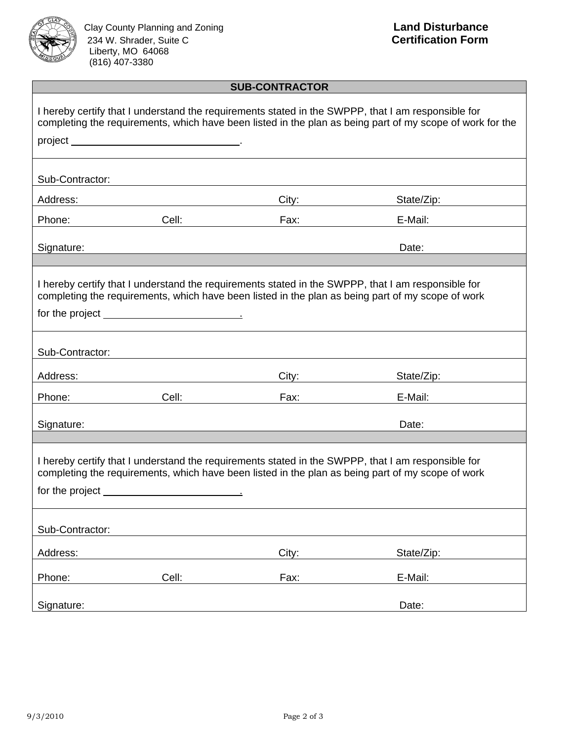Clay County Planning and Zoning
234 W. Shrader, Suite C
Liberty, MO 64068
(816) 407-3380

**Land Disturbance Certification Form**

## SUB-CONTRACTOR

I hereby certify that I understand the requirements stated in the SWPPP, that I am responsible for completing the requirements, which have been listed in the plan as being part of my scope of work for the project ______________________________.

Sub-Contractor:

| Address: | | City: | State/Zip: |
|---|---|---|---|
| Phone: | Cell: | Fax: | E-Mail: |

Signature: &nbsp;&nbsp;&nbsp;&nbsp;&nbsp;&nbsp;&nbsp;&nbsp;&nbsp;&nbsp;&nbsp;&nbsp;&nbsp;&nbsp;&nbsp;&nbsp;&nbsp;&nbsp;&nbsp;&nbsp; Date:

---

I hereby certify that I understand the requirements stated in the SWPPP, that I am responsible for completing the requirements, which have been listed in the plan as being part of my scope of work for the project ______________________.

Sub-Contractor:

| Address: | | City: | State/Zip: |
|---|---|---|---|
| Phone: | Cell: | Fax: | E-Mail: |

Signature: &nbsp;&nbsp;&nbsp;&nbsp;&nbsp;&nbsp;&nbsp;&nbsp;&nbsp;&nbsp;&nbsp;&nbsp;&nbsp;&nbsp;&nbsp;&nbsp;&nbsp;&nbsp;&nbsp;&nbsp; Date:

---

I hereby certify that I understand the requirements stated in the SWPPP, that I am responsible for completing the requirements, which have been listed in the plan as being part of my scope of work for the project ______________________.

Sub-Contractor:

| Address: | | City: | State/Zip: |
|---|---|---|---|
| Phone: | Cell: | Fax: | E-Mail: |

Signature: &nbsp;&nbsp;&nbsp;&nbsp;&nbsp;&nbsp;&nbsp;&nbsp;&nbsp;&nbsp;&nbsp;&nbsp;&nbsp;&nbsp;&nbsp;&nbsp;&nbsp;&nbsp;&nbsp;&nbsp; Date:

9/3/2010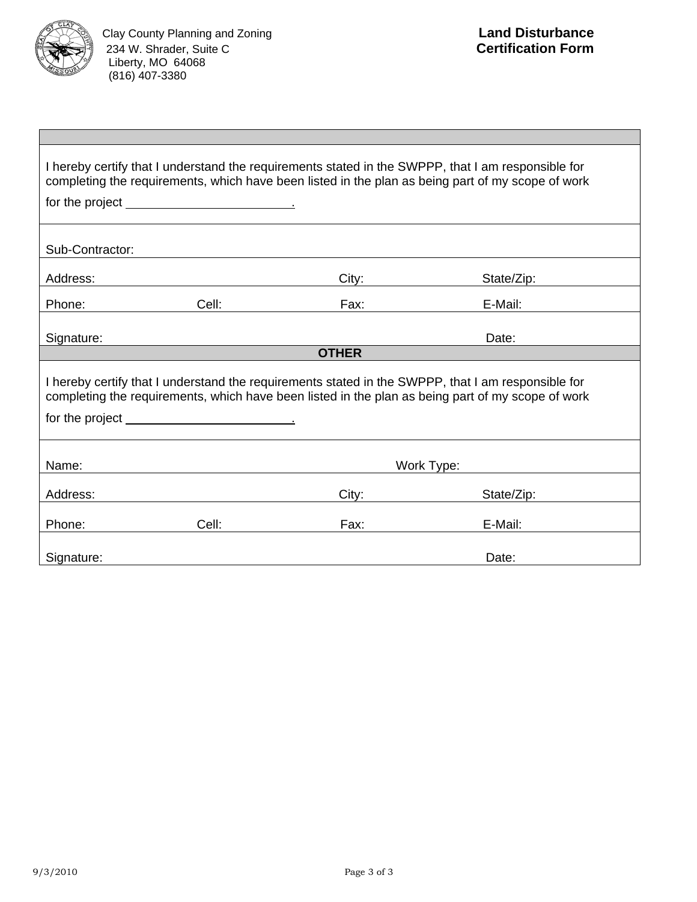Clay County Planning and Zoning
234 W. Shrader, Suite C
Liberty, MO 64068
(816) 407-3380

# Land Disturbance Certification Form

I hereby certify that I understand the requirements stated in the SWPPP, that I am responsible for completing the requirements, which have been listed in the plan as being part of my scope of work for the project \_\_\_\_\_\_\_\_\_\_\_\_\_\_\_\_\_\_\_\_\_\_\_\_.

Sub-Contractor:

| | | | |
|---|---|---|---|
| Address: | | City: | State/Zip: |
| Phone: | Cell: | Fax: | E-Mail: |
| Signature: | | | Date: |

## OTHER

I hereby certify that I understand the requirements stated in the SWPPP, that I am responsible for completing the requirements, which have been listed in the plan as being part of my scope of work for the project \_\_\_\_\_\_\_\_\_\_\_\_\_\_\_\_\_\_\_\_\_\_\_\_.

| | | | |
|---|---|---|---|
| Name: | | Work Type: | |
| Address: | | City: | State/Zip: |
| Phone: | Cell: | Fax: | E-Mail: |
| Signature: | | | Date: |

9/3/2010